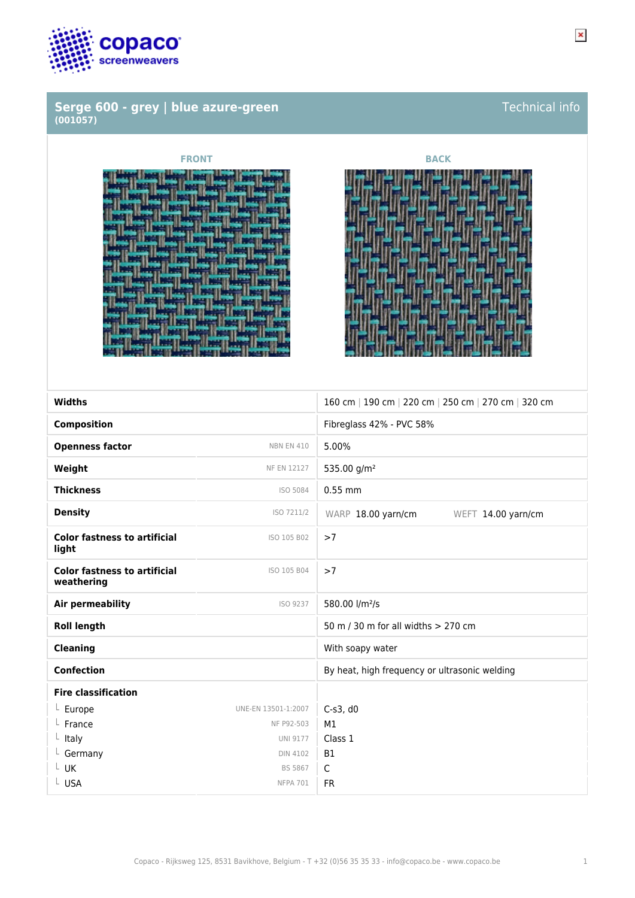# Serge 600 - grey | blue azure-green

**(001057)**

Technical info

FRONT

BACK

| | | |
|---|---|---|
| **Widths** | | 160 cm \| 190 cm \| 220 cm \| 250 cm \| 270 cm \| 320 cm |
| **Composition** | | Fibreglass 42% - PVC 58% |
| **Openness factor** | NBN EN 410 | 5.00% |
| **Weight** | NF EN 12127 | 535.00 g/m² |
| **Thickness** | ISO 5084 | 0.55 mm |
| **Density** | ISO 7211/2 | WARP 18.00 yarn/cm WEFT 14.00 yarn/cm |
| **Color fastness to artificial light** | ISO 105 B02 | >7 |
| **Color fastness to artificial weathering** | ISO 105 B04 | >7 |
| **Air permeability** | ISO 9237 | 580.00 l/m²/s |
| **Roll length** | | 50 m / 30 m for all widths > 270 cm |
| **Cleaning** | | With soapy water |
| **Confection** | | By heat, high frequency or ultrasonic welding |
| **Fire classification** | | |
| └ Europe | UNE-EN 13501-1:2007 | C-s3, d0 |
| └ France | NF P92-503 | M1 |
| └ Italy | UNI 9177 | Class 1 |
| └ Germany | DIN 4102 | B1 |
| └ UK | BS 5867 | C |
| └ USA | NFPA 701 | FR |

Copaco - Rijksweg 125, 8531 Bavikhove, Belgium - T +32 (0)56 35 35 33 - info@copaco.be - www.copaco.be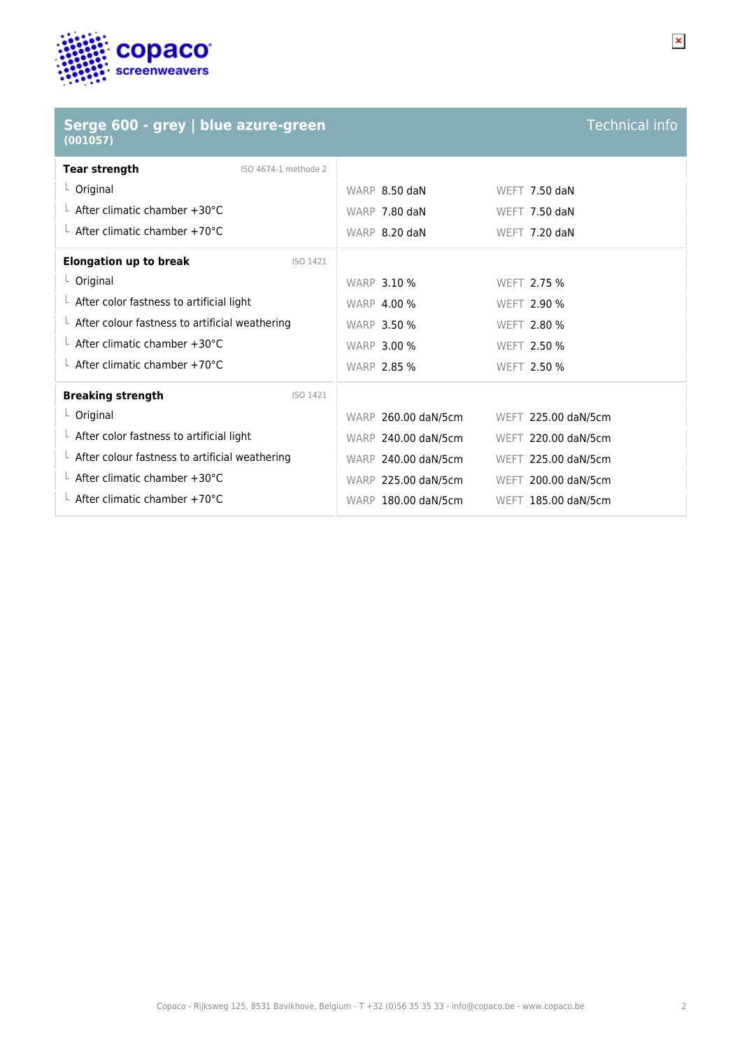## Serge 600 - grey | blue azure-green
**(001057)**

Technical info

| **Tear strength** ISO 4674-1 methode 2 | WARP | WEFT |
|---|---|---|
| Original | 8.50 daN | 7.50 daN |
| After climatic chamber +30°C | 7.80 daN | 7.50 daN |
| After climatic chamber +70°C | 8.20 daN | 7.20 daN |

| **Elongation up to break** ISO 1421 | WARP | WEFT |
|---|---|---|
| Original | 3.10 % | 2.75 % |
| After color fastness to artificial light | 4.00 % | 2.90 % |
| After colour fastness to artificial weathering | 3.50 % | 2.80 % |
| After climatic chamber +30°C | 3.00 % | 2.50 % |
| After climatic chamber +70°C | 2.85 % | 2.50 % |

| **Breaking strength** ISO 1421 | WARP | WEFT |
|---|---|---|
| Original | 260.00 daN/5cm | 225.00 daN/5cm |
| After color fastness to artificial light | 240.00 daN/5cm | 220.00 daN/5cm |
| After colour fastness to artificial weathering | 240.00 daN/5cm | 225.00 daN/5cm |
| After climatic chamber +30°C | 225.00 daN/5cm | 200.00 daN/5cm |
| After climatic chamber +70°C | 180.00 daN/5cm | 185.00 daN/5cm |

Copaco - Rijksweg 125, 8531 Bavikhove, Belgium - T +32 (0)56 35 35 33 - info@copaco.be - www.copaco.be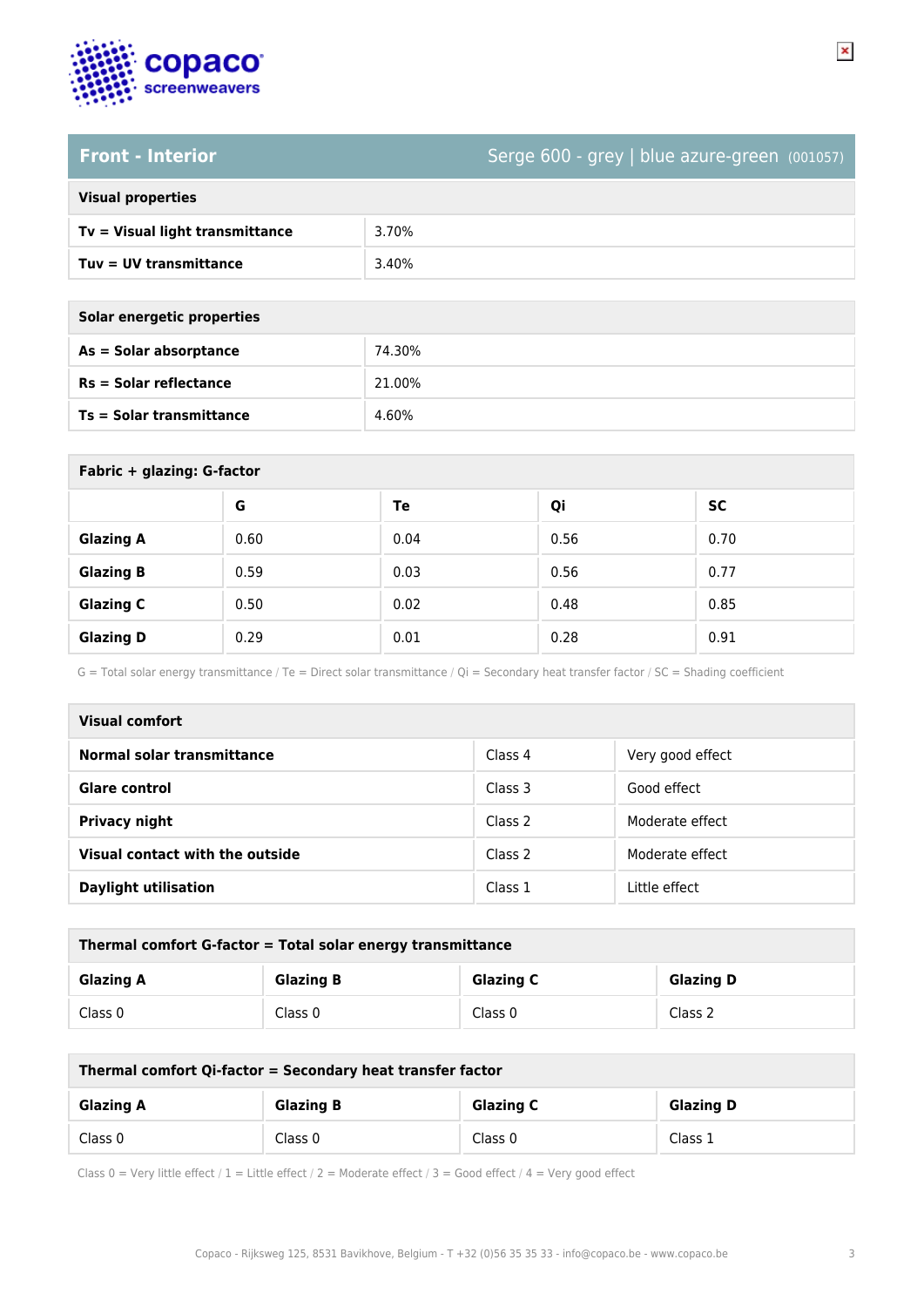## Front - Interior

Serge 600 - grey | blue azure-green (001057)

| Visual properties | |
|---|---|
| **Tv = Visual light transmittance** | 3.70% |
| **Tuv = UV transmittance** | 3.40% |

| Solar energetic properties | |
|---|---|
| **As = Solar absorptance** | 74.30% |
| **Rs = Solar reflectance** | 21.00% |
| **Ts = Solar transmittance** | 4.60% |

**Fabric + glazing: G-factor**

| | G | Te | Qi | SC |
|---|---|---|---|---|
| **Glazing A** | 0.60 | 0.04 | 0.56 | 0.70 |
| **Glazing B** | 0.59 | 0.03 | 0.56 | 0.77 |
| **Glazing C** | 0.50 | 0.02 | 0.48 | 0.85 |
| **Glazing D** | 0.29 | 0.01 | 0.28 | 0.91 |

G = Total solar energy transmittance / Te = Direct solar transmittance / Qi = Secondary heat transfer factor / SC = Shading coefficient

| Visual comfort | | |
|---|---|---|
| **Normal solar transmittance** | Class 4 | Very good effect |
| **Glare control** | Class 3 | Good effect |
| **Privacy night** | Class 2 | Moderate effect |
| **Visual contact with the outside** | Class 2 | Moderate effect |
| **Daylight utilisation** | Class 1 | Little effect |

**Thermal comfort G-factor = Total solar energy transmittance**

| Glazing A | Glazing B | Glazing C | Glazing D |
|---|---|---|---|
| Class 0 | Class 0 | Class 0 | Class 2 |

**Thermal comfort Qi-factor = Secondary heat transfer factor**

| Glazing A | Glazing B | Glazing C | Glazing D |
|---|---|---|---|
| Class 0 | Class 0 | Class 0 | Class 1 |

Class 0 = Very little effect / 1 = Little effect / 2 = Moderate effect / 3 = Good effect / 4 = Very good effect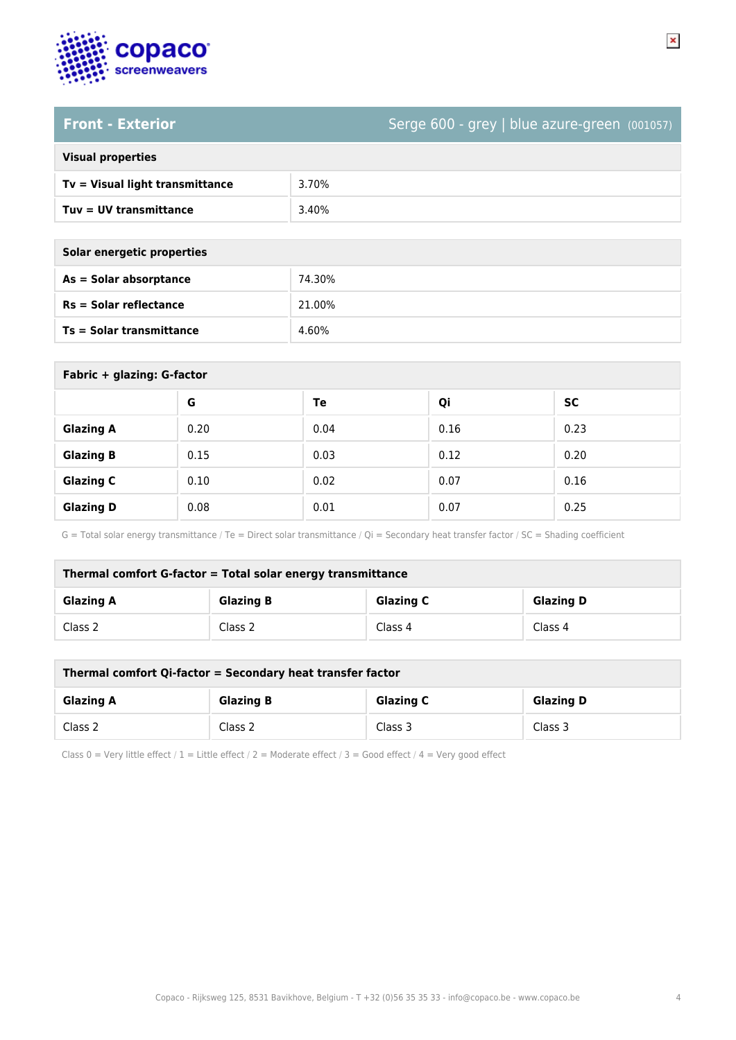## Front - Exterior

Serge 600 - grey | blue azure-green (001057)

| Visual properties | |
|---|---|
| **Tv = Visual light transmittance** | 3.70% |
| **Tuv = UV transmittance** | 3.40% |

| Solar energetic properties | |
|---|---|
| **As = Solar absorptance** | 74.30% |
| **Rs = Solar reflectance** | 21.00% |
| **Ts = Solar transmittance** | 4.60% |

**Fabric + glazing: G-factor**

| | G | Te | Qi | SC |
|---|---|---|---|---|
| **Glazing A** | 0.20 | 0.04 | 0.16 | 0.23 |
| **Glazing B** | 0.15 | 0.03 | 0.12 | 0.20 |
| **Glazing C** | 0.10 | 0.02 | 0.07 | 0.16 |
| **Glazing D** | 0.08 | 0.01 | 0.07 | 0.25 |

G = Total solar energy transmittance / Te = Direct solar transmittance / Qi = Secondary heat transfer factor / SC = Shading coefficient

**Thermal comfort G-factor = Total solar energy transmittance**

| Glazing A | Glazing B | Glazing C | Glazing D |
|---|---|---|---|
| Class 2 | Class 2 | Class 4 | Class 4 |

**Thermal comfort Qi-factor = Secondary heat transfer factor**

| Glazing A | Glazing B | Glazing C | Glazing D |
|---|---|---|---|
| Class 2 | Class 2 | Class 3 | Class 3 |

Class 0 = Very little effect / 1 = Little effect / 2 = Moderate effect / 3 = Good effect / 4 = Very good effect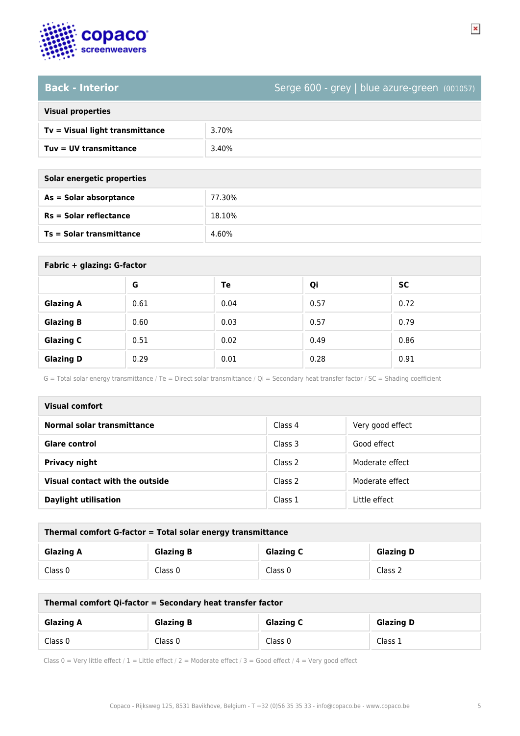## Back - Interior

Serge 600 - grey | blue azure-green (001057)

| Visual properties | |
|---|---|
| **Tv = Visual light transmittance** | 3.70% |
| **Tuv = UV transmittance** | 3.40% |

| Solar energetic properties | |
|---|---|
| **As = Solar absorptance** | 77.30% |
| **Rs = Solar reflectance** | 18.10% |
| **Ts = Solar transmittance** | 4.60% |

**Fabric + glazing: G-factor**

| | G | Te | Qi | SC |
|---|---|---|---|---|
| **Glazing A** | 0.61 | 0.04 | 0.57 | 0.72 |
| **Glazing B** | 0.60 | 0.03 | 0.57 | 0.79 |
| **Glazing C** | 0.51 | 0.02 | 0.49 | 0.86 |
| **Glazing D** | 0.29 | 0.01 | 0.28 | 0.91 |

G = Total solar energy transmittance / Te = Direct solar transmittance / Qi = Secondary heat transfer factor / SC = Shading coefficient

| Visual comfort | | |
|---|---|---|
| **Normal solar transmittance** | Class 4 | Very good effect |
| **Glare control** | Class 3 | Good effect |
| **Privacy night** | Class 2 | Moderate effect |
| **Visual contact with the outside** | Class 2 | Moderate effect |
| **Daylight utilisation** | Class 1 | Little effect |

**Thermal comfort G-factor = Total solar energy transmittance**

| Glazing A | Glazing B | Glazing C | Glazing D |
|---|---|---|---|
| Class 0 | Class 0 | Class 0 | Class 2 |

**Thermal comfort Qi-factor = Secondary heat transfer factor**

| Glazing A | Glazing B | Glazing C | Glazing D |
|---|---|---|---|
| Class 0 | Class 0 | Class 0 | Class 1 |

Class 0 = Very little effect / 1 = Little effect / 2 = Moderate effect / 3 = Good effect / 4 = Very good effect

Copaco - Rijksweg 125, 8531 Bavikhove, Belgium - T +32 (0)56 35 35 33 - info@copaco.be - www.copaco.be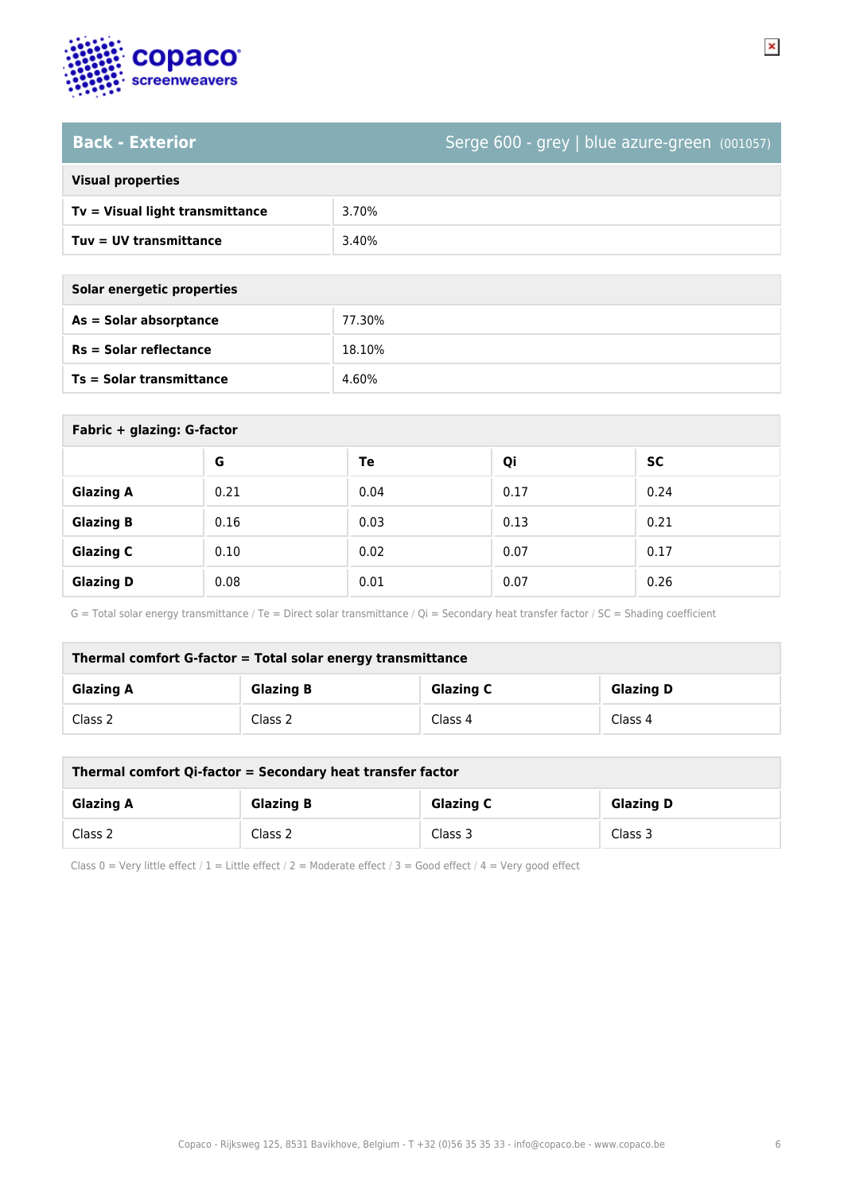## Back - Exterior

Serge 600 - grey | blue azure-green (001057)

| Visual properties | |
|---|---|
| **Tv = Visual light transmittance** | 3.70% |
| **Tuv = UV transmittance** | 3.40% |

| Solar energetic properties | |
|---|---|
| **As = Solar absorptance** | 77.30% |
| **Rs = Solar reflectance** | 18.10% |
| **Ts = Solar transmittance** | 4.60% |

**Fabric + glazing: G-factor**

| | G | Te | Qi | SC |
|---|---|---|---|---|
| **Glazing A** | 0.21 | 0.04 | 0.17 | 0.24 |
| **Glazing B** | 0.16 | 0.03 | 0.13 | 0.21 |
| **Glazing C** | 0.10 | 0.02 | 0.07 | 0.17 |
| **Glazing D** | 0.08 | 0.01 | 0.07 | 0.26 |

G = Total solar energy transmittance / Te = Direct solar transmittance / Qi = Secondary heat transfer factor / SC = Shading coefficient

**Thermal comfort G-factor = Total solar energy transmittance**

| Glazing A | Glazing B | Glazing C | Glazing D |
|---|---|---|---|
| Class 2 | Class 2 | Class 4 | Class 4 |

**Thermal comfort Qi-factor = Secondary heat transfer factor**

| Glazing A | Glazing B | Glazing C | Glazing D |
|---|---|---|---|
| Class 2 | Class 2 | Class 3 | Class 3 |

Class 0 = Very little effect / 1 = Little effect / 2 = Moderate effect / 3 = Good effect / 4 = Very good effect

Copaco - Rijksweg 125, 8531 Bavikhove, Belgium - T +32 (0)56 35 35 33 - info@copaco.be - www.copaco.be